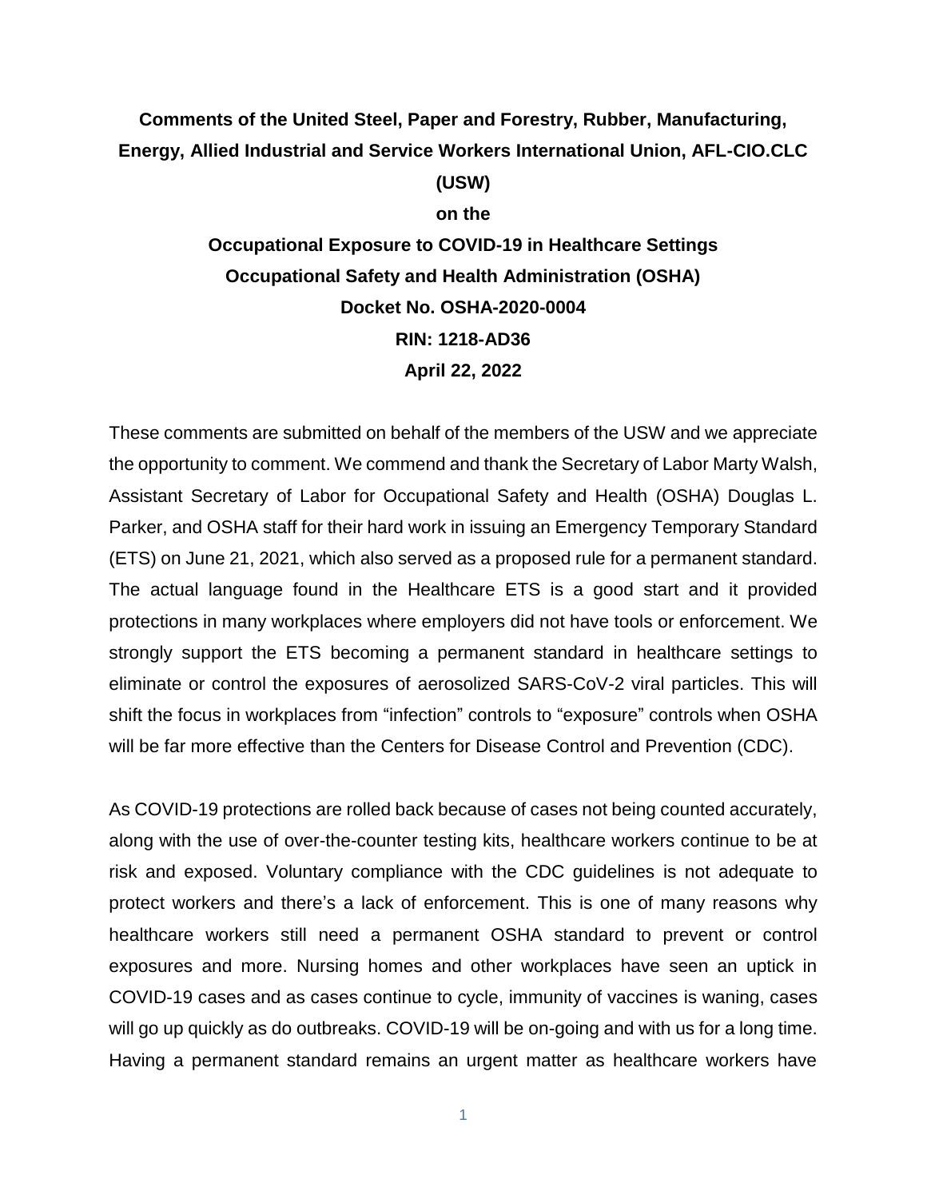**Comments of the United Steel, Paper and Forestry, Rubber, Manufacturing, Energy, Allied Industrial and Service Workers International Union, AFL-CIO.CLC (USW)**

**on the**

**Occupational Exposure to COVID-19 in Healthcare Settings**

**Occupational Safety and Health Administration (OSHA)**

**Docket No. OSHA-2020-0004**

**RIN: 1218-AD36**

**April 22, 2022**

These comments are submitted on behalf of the members of the USW and we appreciate the opportunity to comment. We commend and thank the Secretary of Labor Marty Walsh, Assistant Secretary of Labor for Occupational Safety and Health (OSHA) Douglas L. Parker, and OSHA staff for their hard work in issuing an Emergency Temporary Standard (ETS) on June 21, 2021, which also served as a proposed rule for a permanent standard. The actual language found in the Healthcare ETS is a good start and it provided protections in many workplaces where employers did not have tools or enforcement. We strongly support the ETS becoming a permanent standard in healthcare settings to eliminate or control the exposures of aerosolized SARS-CoV-2 viral particles. This will shift the focus in workplaces from "infection" controls to "exposure" controls when OSHA will be far more effective than the Centers for Disease Control and Prevention (CDC).

As COVID-19 protections are rolled back because of cases not being counted accurately, along with the use of over-the-counter testing kits, healthcare workers continue to be at risk and exposed. Voluntary compliance with the CDC guidelines is not adequate to protect workers and there's a lack of enforcement. This is one of many reasons why healthcare workers still need a permanent OSHA standard to prevent or control exposures and more. Nursing homes and other workplaces have seen an uptick in COVID-19 cases and as cases continue to cycle, immunity of vaccines is waning, cases will go up quickly as do outbreaks. COVID-19 will be on-going and with us for a long time. Having a permanent standard remains an urgent matter as healthcare workers have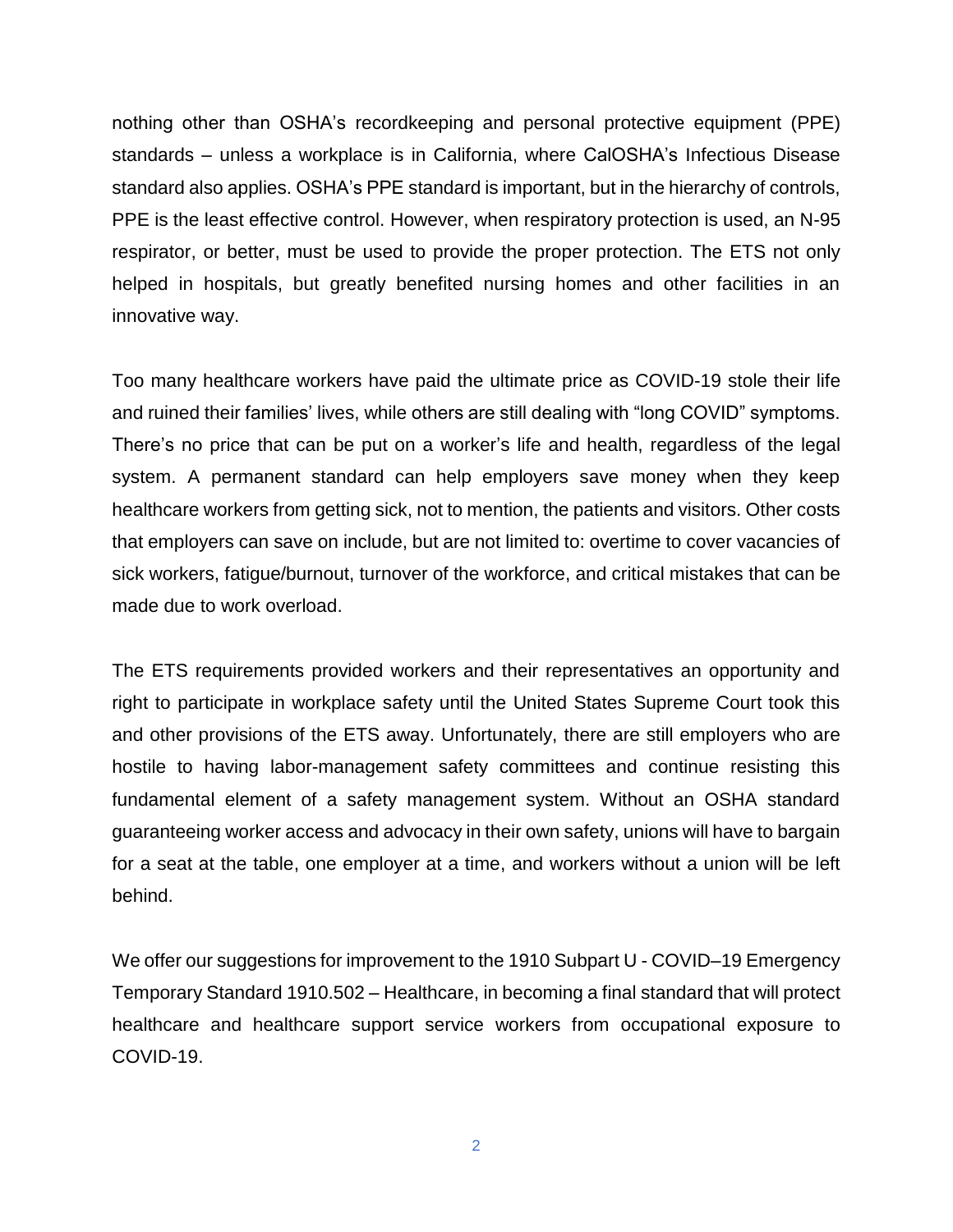nothing other than OSHA's recordkeeping and personal protective equipment (PPE) standards – unless a workplace is in California, where CalOSHA's Infectious Disease standard also applies. OSHA's PPE standard is important, but in the hierarchy of controls, PPE is the least effective control. However, when respiratory protection is used, an N-95 respirator, or better, must be used to provide the proper protection. The ETS not only helped in hospitals, but greatly benefited nursing homes and other facilities in an innovative way.

Too many healthcare workers have paid the ultimate price as COVID-19 stole their life and ruined their families' lives, while others are still dealing with "long COVID" symptoms. There's no price that can be put on a worker's life and health, regardless of the legal system. A permanent standard can help employers save money when they keep healthcare workers from getting sick, not to mention, the patients and visitors. Other costs that employers can save on include, but are not limited to: overtime to cover vacancies of sick workers, fatigue/burnout, turnover of the workforce, and critical mistakes that can be made due to work overload.

The ETS requirements provided workers and their representatives an opportunity and right to participate in workplace safety until the United States Supreme Court took this and other provisions of the ETS away. Unfortunately, there are still employers who are hostile to having labor-management safety committees and continue resisting this fundamental element of a safety management system. Without an OSHA standard guaranteeing worker access and advocacy in their own safety, unions will have to bargain for a seat at the table, one employer at a time, and workers without a union will be left behind.

We offer our suggestions for improvement to the 1910 Subpart U - COVID–19 Emergency Temporary Standard 1910.502 – Healthcare, in becoming a final standard that will protect healthcare and healthcare support service workers from occupational exposure to COVID-19.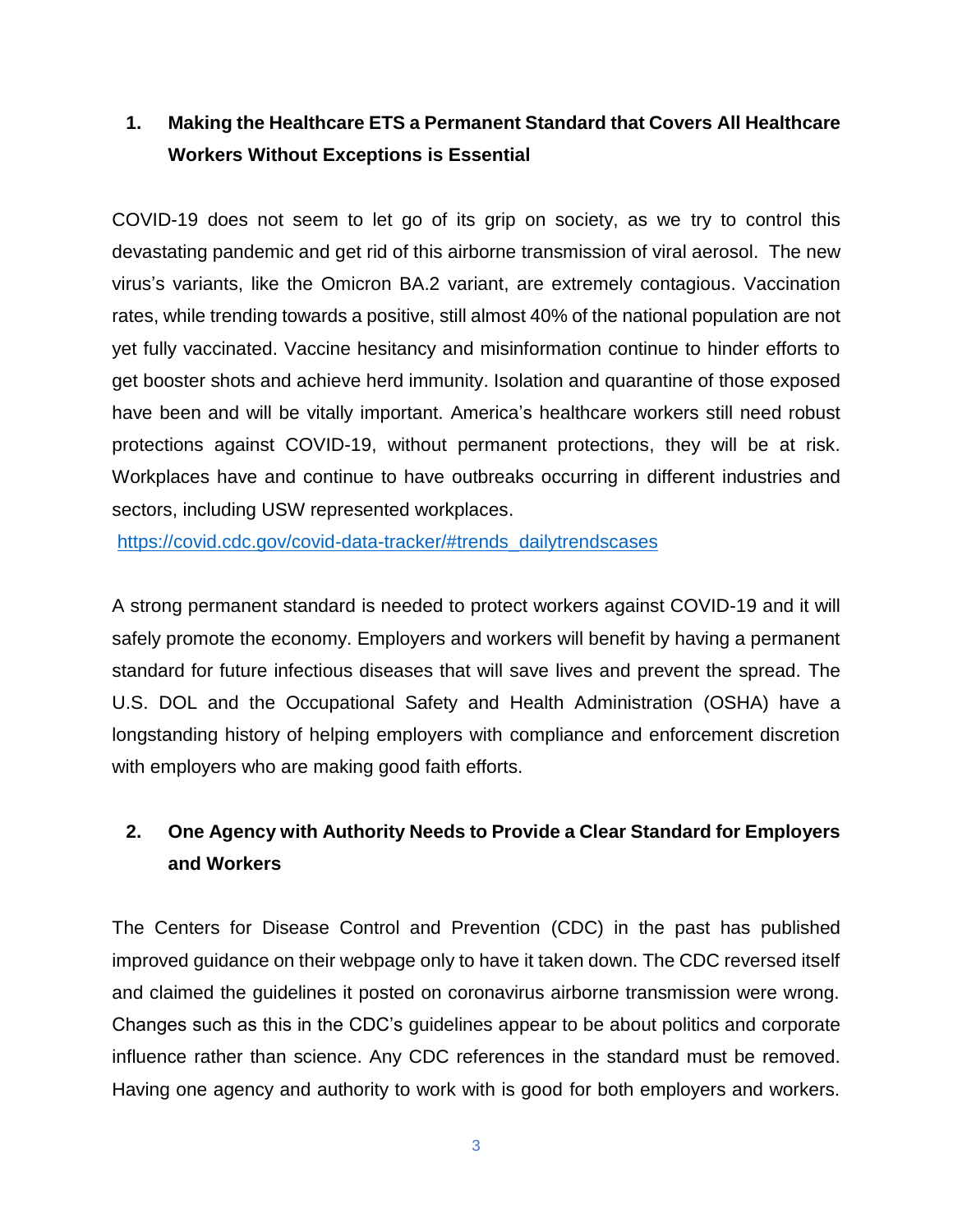1. **Making the Healthcare ETS a Permanent Standard that Covers All Healthcare Workers Without Exceptions is Essential**

COVID-19 does not seem to let go of its grip on society, as we try to control this devastating pandemic and get rid of this airborne transmission of viral aerosol. The new virus's variants, like the Omicron BA.2 variant, are extremely contagious. Vaccination rates, while trending towards a positive, still almost 40% of the national population are not yet fully vaccinated. Vaccine hesitancy and misinformation continue to hinder efforts to get booster shots and achieve herd immunity. Isolation and quarantine of those exposed have been and will be vitally important. America's healthcare workers still need robust protections against COVID-19, without permanent protections, they will be at risk. Workplaces have and continue to have outbreaks occurring in different industries and sectors, including USW represented workplaces.

https://covid.cdc.gov/covid-data-tracker/#trends_dailytrendscases

A strong permanent standard is needed to protect workers against COVID-19 and it will safely promote the economy. Employers and workers will benefit by having a permanent standard for future infectious diseases that will save lives and prevent the spread. The U.S. DOL and the Occupational Safety and Health Administration (OSHA) have a longstanding history of helping employers with compliance and enforcement discretion with employers who are making good faith efforts.

2. **One Agency with Authority Needs to Provide a Clear Standard for Employers and Workers**

The Centers for Disease Control and Prevention (CDC) in the past has published improved guidance on their webpage only to have it taken down. The CDC reversed itself and claimed the guidelines it posted on coronavirus airborne transmission were wrong. Changes such as this in the CDC's guidelines appear to be about politics and corporate influence rather than science. Any CDC references in the standard must be removed. Having one agency and authority to work with is good for both employers and workers.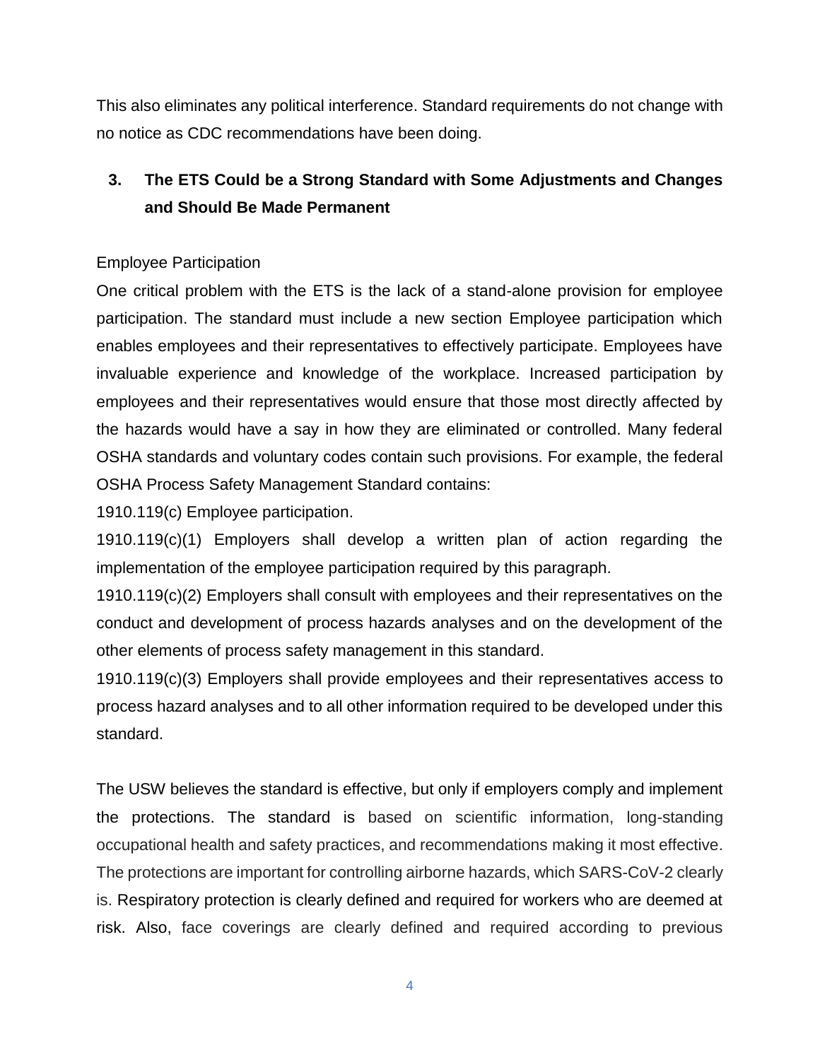This also eliminates any political interference. Standard requirements do not change with no notice as CDC recommendations have been doing.

### 3. The ETS Could be a Strong Standard with Some Adjustments and Changes and Should Be Made Permanent

Employee Participation

One critical problem with the ETS is the lack of a stand-alone provision for employee participation. The standard must include a new section Employee participation which enables employees and their representatives to effectively participate. Employees have invaluable experience and knowledge of the workplace. Increased participation by employees and their representatives would ensure that those most directly affected by the hazards would have a say in how they are eliminated or controlled. Many federal OSHA standards and voluntary codes contain such provisions. For example, the federal OSHA Process Safety Management Standard contains:

1910.119(c) Employee participation.

1910.119(c)(1) Employers shall develop a written plan of action regarding the implementation of the employee participation required by this paragraph.

1910.119(c)(2) Employers shall consult with employees and their representatives on the conduct and development of process hazards analyses and on the development of the other elements of process safety management in this standard.

1910.119(c)(3) Employers shall provide employees and their representatives access to process hazard analyses and to all other information required to be developed under this standard.

The USW believes the standard is effective, but only if employers comply and implement the protections. The standard is based on scientific information, long-standing occupational health and safety practices, and recommendations making it most effective. The protections are important for controlling airborne hazards, which SARS-CoV-2 clearly is. Respiratory protection is clearly defined and required for workers who are deemed at risk. Also, face coverings are clearly defined and required according to previous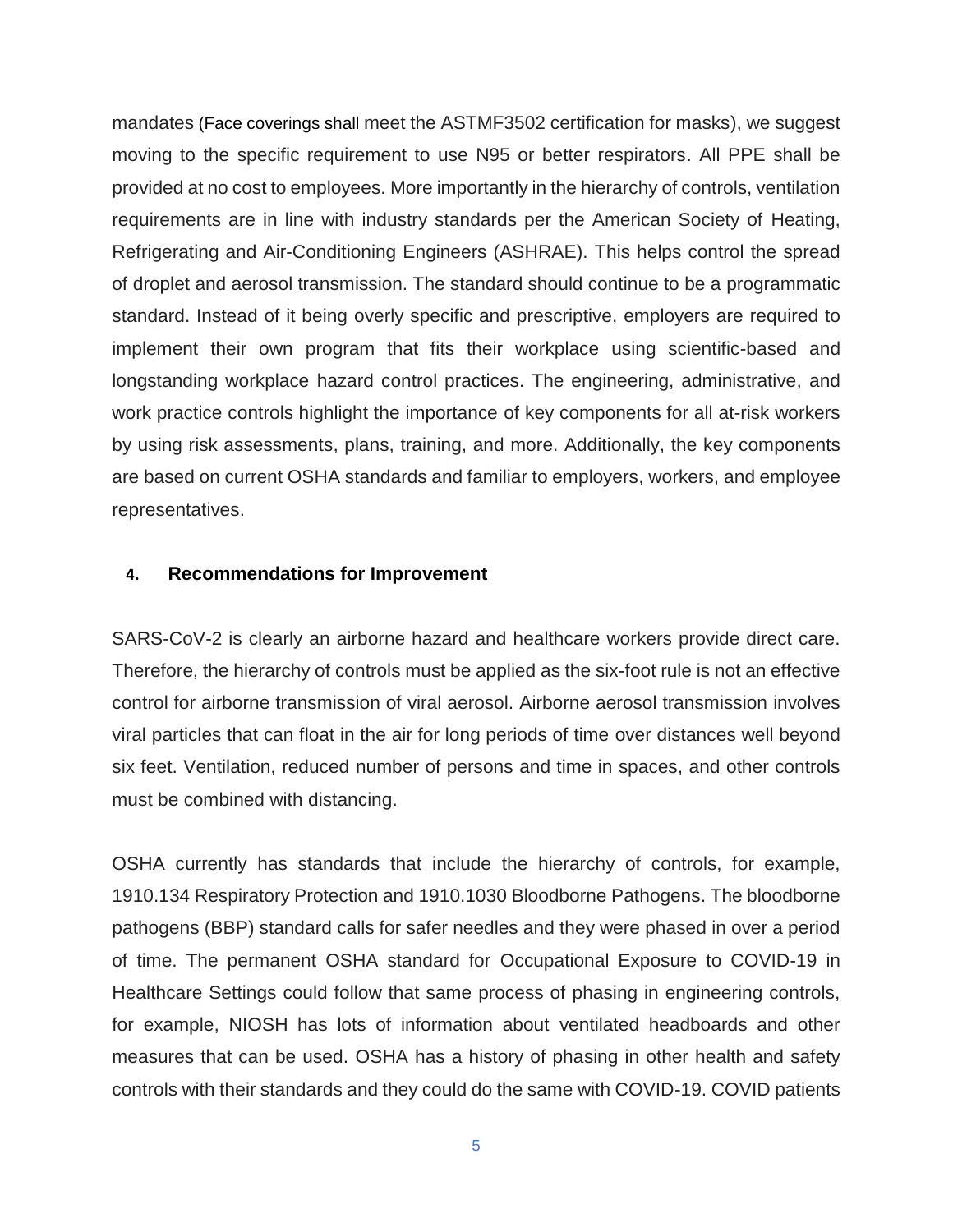mandates (Face coverings shall meet the ASTMF3502 certification for masks), we suggest moving to the specific requirement to use N95 or better respirators. All PPE shall be provided at no cost to employees. More importantly in the hierarchy of controls, ventilation requirements are in line with industry standards per the American Society of Heating, Refrigerating and Air-Conditioning Engineers (ASHRAE). This helps control the spread of droplet and aerosol transmission. The standard should continue to be a programmatic standard. Instead of it being overly specific and prescriptive, employers are required to implement their own program that fits their workplace using scientific-based and longstanding workplace hazard control practices. The engineering, administrative, and work practice controls highlight the importance of key components for all at-risk workers by using risk assessments, plans, training, and more. Additionally, the key components are based on current OSHA standards and familiar to employers, workers, and employee representatives.

## 4. Recommendations for Improvement

SARS-CoV-2 is clearly an airborne hazard and healthcare workers provide direct care. Therefore, the hierarchy of controls must be applied as the six-foot rule is not an effective control for airborne transmission of viral aerosol. Airborne aerosol transmission involves viral particles that can float in the air for long periods of time over distances well beyond six feet. Ventilation, reduced number of persons and time in spaces, and other controls must be combined with distancing.

OSHA currently has standards that include the hierarchy of controls, for example, 1910.134 Respiratory Protection and 1910.1030 Bloodborne Pathogens. The bloodborne pathogens (BBP) standard calls for safer needles and they were phased in over a period of time. The permanent OSHA standard for Occupational Exposure to COVID-19 in Healthcare Settings could follow that same process of phasing in engineering controls, for example, NIOSH has lots of information about ventilated headboards and other measures that can be used. OSHA has a history of phasing in other health and safety controls with their standards and they could do the same with COVID-19. COVID patients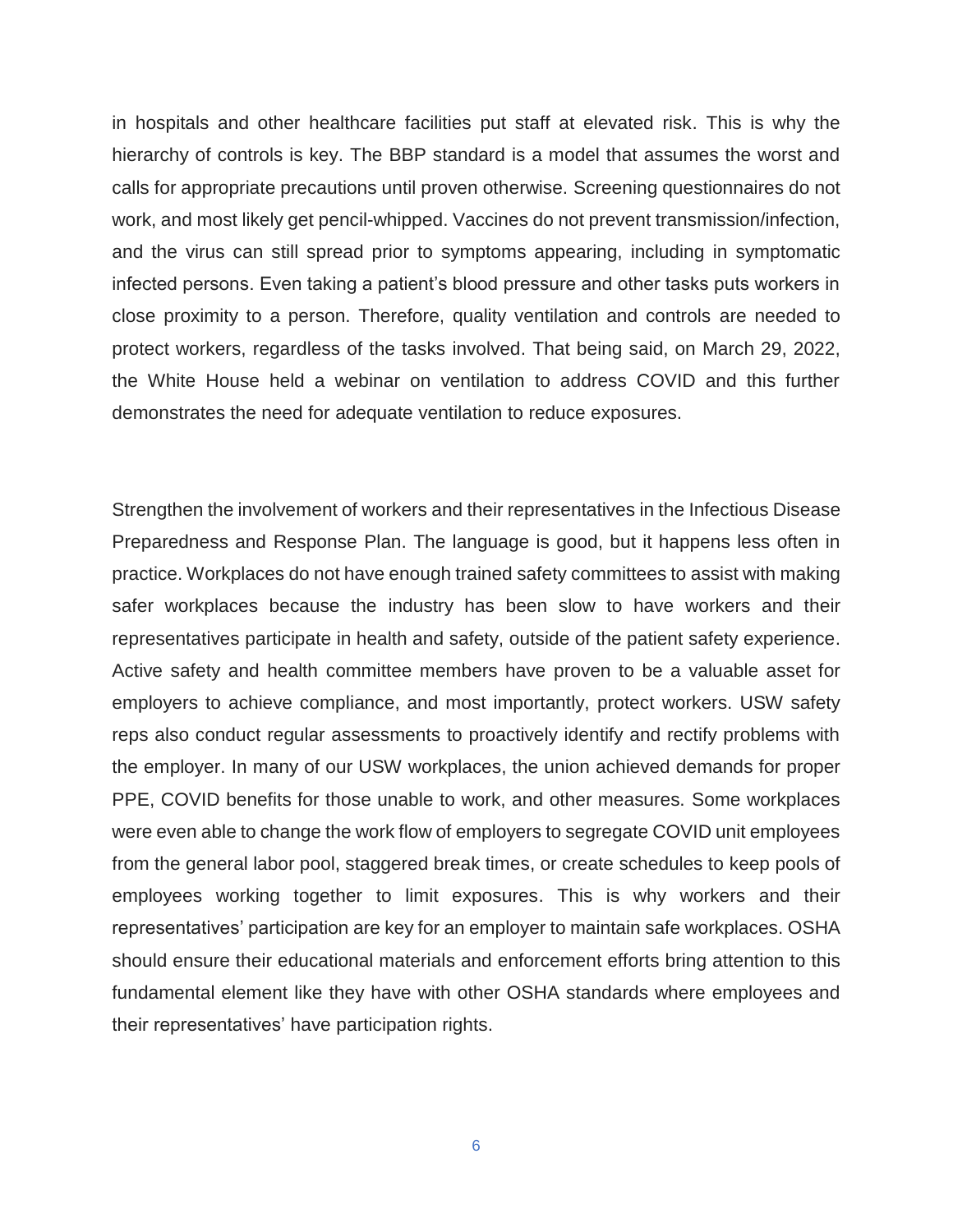in hospitals and other healthcare facilities put staff at elevated risk. This is why the hierarchy of controls is key. The BBP standard is a model that assumes the worst and calls for appropriate precautions until proven otherwise. Screening questionnaires do not work, and most likely get pencil-whipped. Vaccines do not prevent transmission/infection, and the virus can still spread prior to symptoms appearing, including in symptomatic infected persons. Even taking a patient's blood pressure and other tasks puts workers in close proximity to a person. Therefore, quality ventilation and controls are needed to protect workers, regardless of the tasks involved. That being said, on March 29, 2022, the White House held a webinar on ventilation to address COVID and this further demonstrates the need for adequate ventilation to reduce exposures.

Strengthen the involvement of workers and their representatives in the Infectious Disease Preparedness and Response Plan. The language is good, but it happens less often in practice. Workplaces do not have enough trained safety committees to assist with making safer workplaces because the industry has been slow to have workers and their representatives participate in health and safety, outside of the patient safety experience. Active safety and health committee members have proven to be a valuable asset for employers to achieve compliance, and most importantly, protect workers. USW safety reps also conduct regular assessments to proactively identify and rectify problems with the employer. In many of our USW workplaces, the union achieved demands for proper PPE, COVID benefits for those unable to work, and other measures. Some workplaces were even able to change the work flow of employers to segregate COVID unit employees from the general labor pool, staggered break times, or create schedules to keep pools of employees working together to limit exposures. This is why workers and their representatives' participation are key for an employer to maintain safe workplaces. OSHA should ensure their educational materials and enforcement efforts bring attention to this fundamental element like they have with other OSHA standards where employees and their representatives' have participation rights.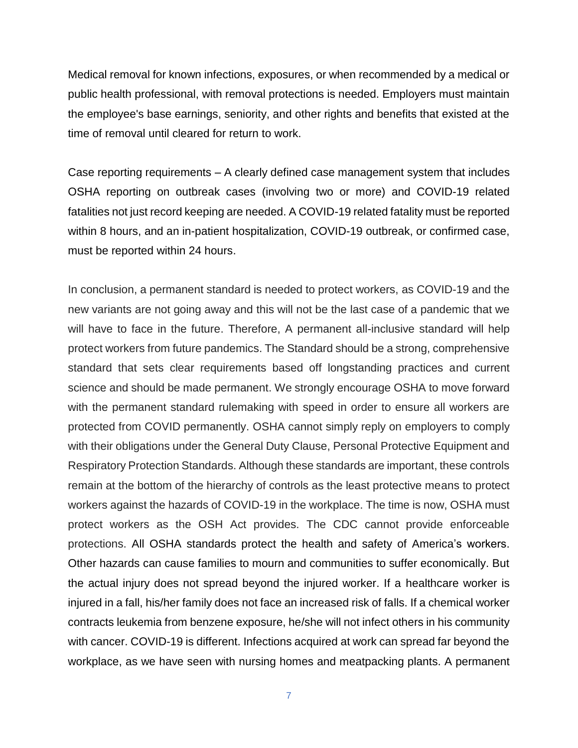Medical removal for known infections, exposures, or when recommended by a medical or public health professional, with removal protections is needed. Employers must maintain the employee's base earnings, seniority, and other rights and benefits that existed at the time of removal until cleared for return to work.

Case reporting requirements – A clearly defined case management system that includes OSHA reporting on outbreak cases (involving two or more) and COVID-19 related fatalities not just record keeping are needed. A COVID-19 related fatality must be reported within 8 hours, and an in-patient hospitalization, COVID-19 outbreak, or confirmed case, must be reported within 24 hours.

In conclusion, a permanent standard is needed to protect workers, as COVID-19 and the new variants are not going away and this will not be the last case of a pandemic that we will have to face in the future. Therefore, A permanent all-inclusive standard will help protect workers from future pandemics. The Standard should be a strong, comprehensive standard that sets clear requirements based off longstanding practices and current science and should be made permanent. We strongly encourage OSHA to move forward with the permanent standard rulemaking with speed in order to ensure all workers are protected from COVID permanently. OSHA cannot simply reply on employers to comply with their obligations under the General Duty Clause, Personal Protective Equipment and Respiratory Protection Standards. Although these standards are important, these controls remain at the bottom of the hierarchy of controls as the least protective means to protect workers against the hazards of COVID-19 in the workplace. The time is now, OSHA must protect workers as the OSH Act provides. The CDC cannot provide enforceable protections. All OSHA standards protect the health and safety of America's workers. Other hazards can cause families to mourn and communities to suffer economically. But the actual injury does not spread beyond the injured worker. If a healthcare worker is injured in a fall, his/her family does not face an increased risk of falls. If a chemical worker contracts leukemia from benzene exposure, he/she will not infect others in his community with cancer. COVID-19 is different. Infections acquired at work can spread far beyond the workplace, as we have seen with nursing homes and meatpacking plants. A permanent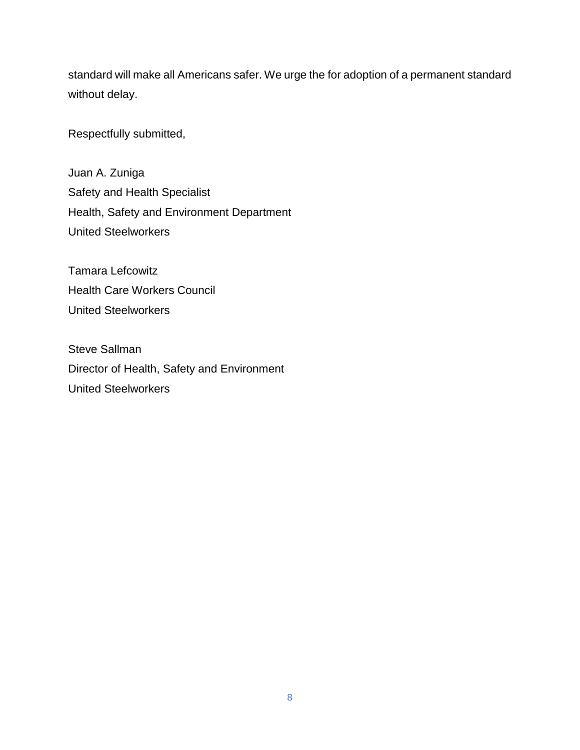standard will make all Americans safer. We urge the for adoption of a permanent standard without delay.

Respectfully submitted,

Juan A. Zuniga
Safety and Health Specialist
Health, Safety and Environment Department
United Steelworkers

Tamara Lefcowitz
Health Care Workers Council
United Steelworkers

Steve Sallman
Director of Health, Safety and Environment
United Steelworkers